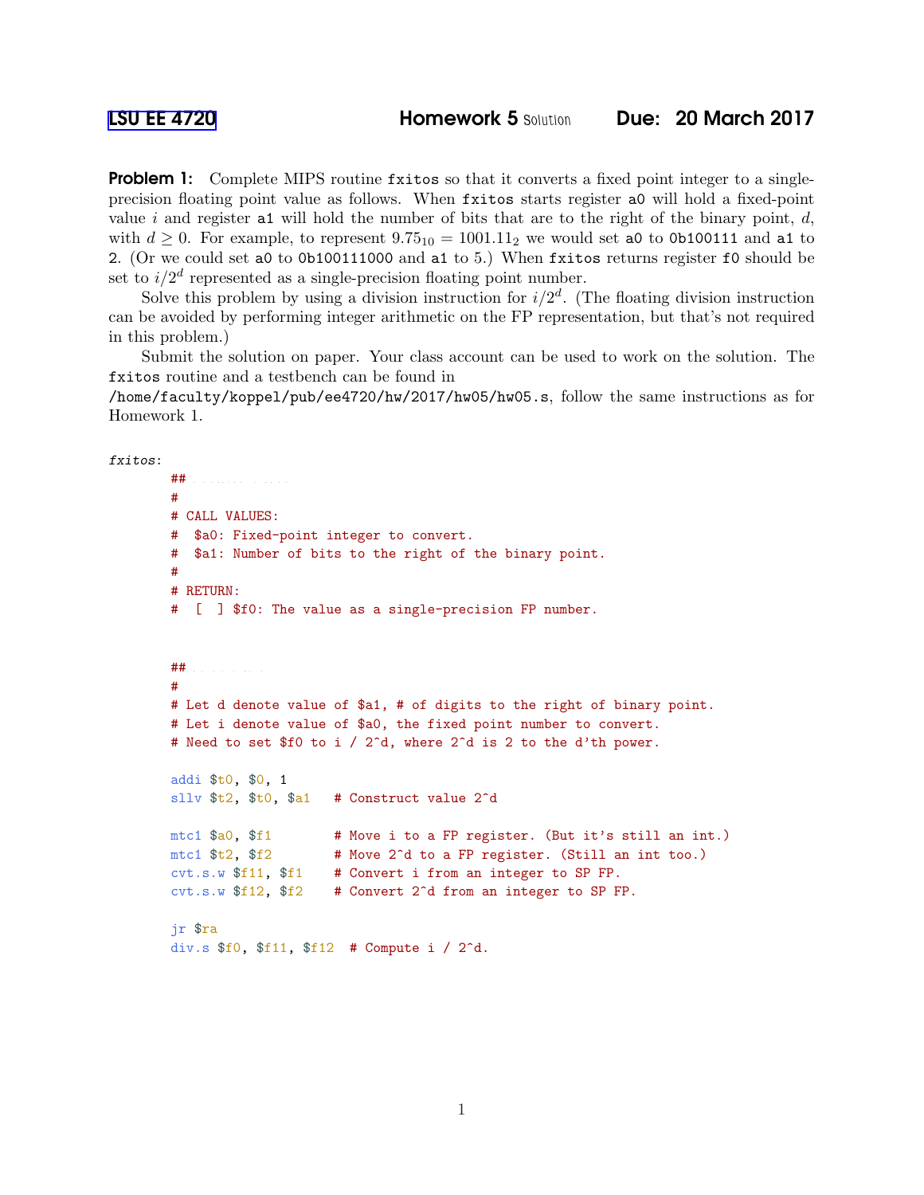LSU EE 4720 **Homework 5** Solution **Due: 20 March 2017**

**Problem 1:** Complete MIPS routine `fxitos` so that it converts a fixed point integer to a single-precision floating point value as follows. When `fxitos` starts register `a0` will hold a fixed-point value $i$ and register `a1` will hold the number of bits that are to the right of the binary point, $d$, with $d \geq 0$. For example, to represent $9.75_{10} = 1001.11_2$ we would set `a0` to `0b100111` and `a1` to 2. (Or we could set `a0` to `0b100111000` and `a1` to 5.) When `fxitos` returns register `f0` should be set to $i/2^d$ represented as a single-precision floating point number.

Solve this problem by using a division instruction for $i/2^d$. (The floating division instruction can be avoided by performing integer arithmetic on the FP representation, but that's not required in this problem.)

Submit the solution on paper. Your class account can be used to work on the solution. The `fxitos` routine and a testbench can be found in `/home/faculty/koppel/pub/ee4720/hw/2017/hw05/hw05.s`, follow the same instructions as for Homework 1.

```
fxitos:
        ##
        #
        # CALL VALUES:
        #  $a0: Fixed-point integer to convert.
        #  $a1: Number of bits to the right of the binary point.
        #
        # RETURN:
        #  [ ] $f0: The value as a single-precision FP number.


        ##
        #
        # Let d denote value of $a1, # of digits to the right of binary point.
        # Let i denote value of $a0, the fixed point number to convert.
        # Need to set $f0 to i / 2^d, where 2^d is 2 to the d'th power.

        addi $t0, $0, 1
        sllv $t2, $t0, $a1   # Construct value 2^d

        mtc1 $a0, $f1        # Move i to a FP register. (But it's still an int.)
        mtc1 $t2, $f2        # Move 2^d to a FP register. (Still an int too.)
        cvt.s.w $f11, $f1    # Convert i from an integer to SP FP.
        cvt.s.w $f12, $f2    # Convert 2^d from an integer to SP FP.

        jr $ra
        div.s $f0, $f11, $f12  # Compute i / 2^d.
```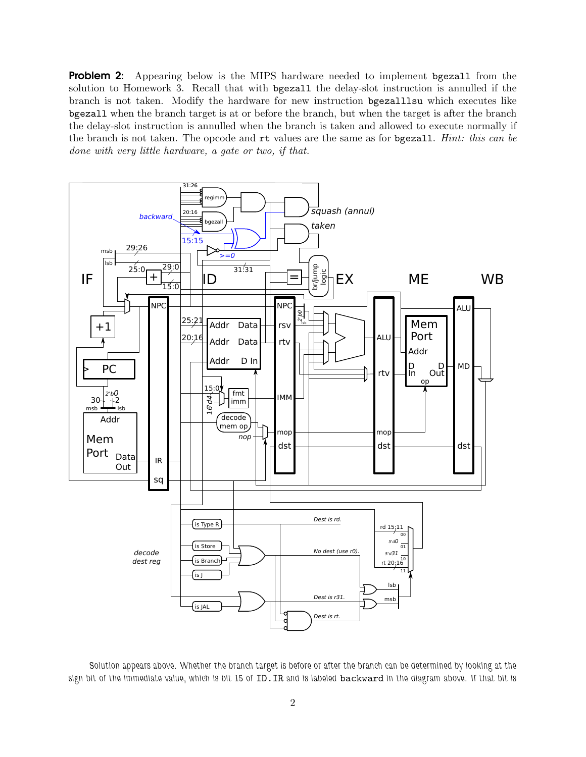**Problem 2:** Appearing below is the MIPS hardware needed to implement `bgezall` from the solution to Homework 3. Recall that with `bgezall` the delay-slot instruction is annulled if the branch is not taken. Modify the hardware for new instruction `bgezalllsu` which executes like `bgezall` when the branch target is at or before the branch, but when the target is after the branch the delay-slot instruction is annulled when the branch is taken and allowed to execute normally if the branch is not taken. The opcode and `rt` values are the same as for `bgezall`. *Hint: this can be done with very little hardware, a gate or two, if that.*

Solution appears above. Whether the branch target is before or after the branch can be determined by looking at the sign bit of the immediate value, which is bit 15 of `ID.IR` and is labeled `backward` in the diagram above. If that bit is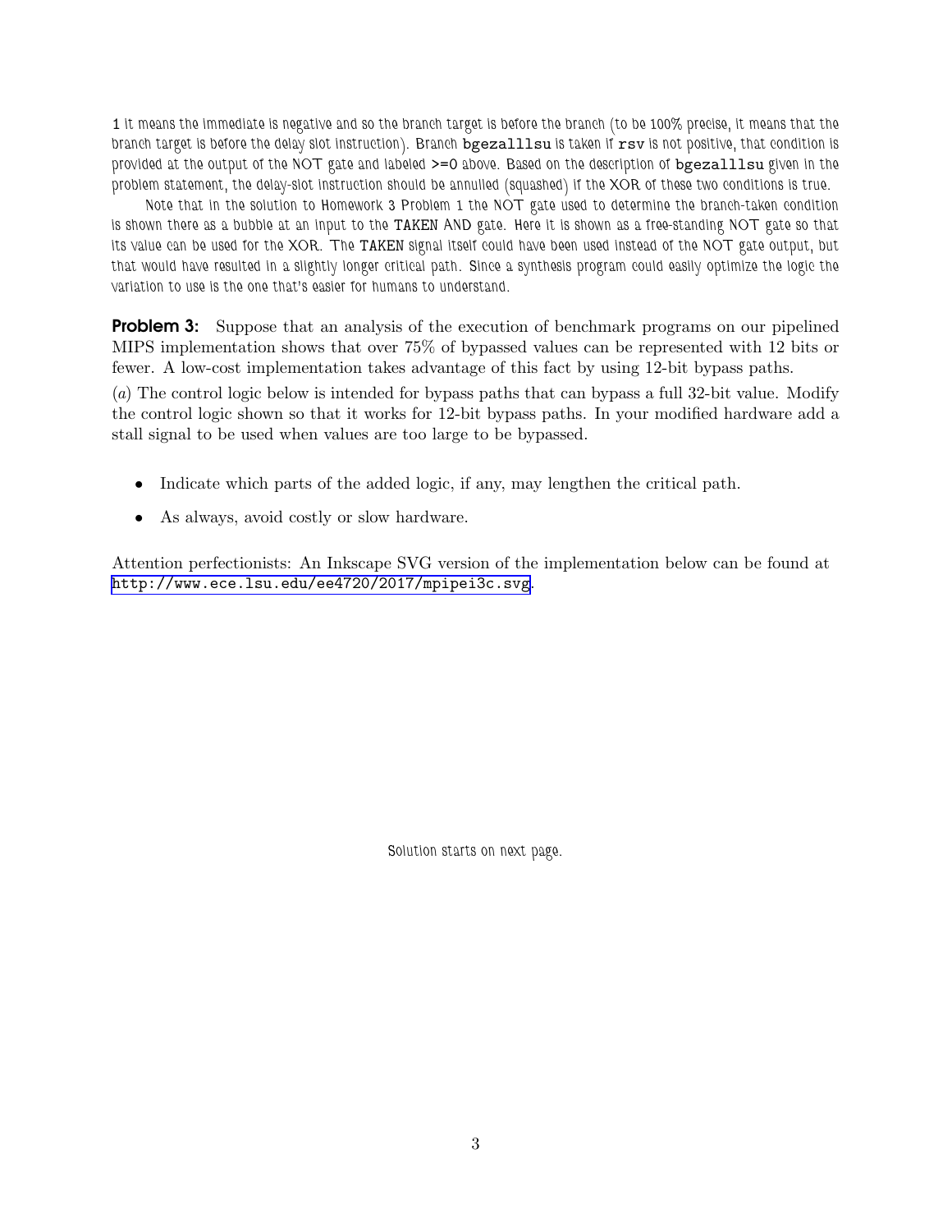1 it means the immediate is negative and so the branch target is before the branch (to be 100% precise, it means that the branch target is before the delay slot instruction). Branch `bgezalllsu` is taken if `rsv` is not positive, that condition is provided at the output of the NOT gate and labeled `>=0` above. Based on the description of `bgezalllsu` given in the problem statement, the delay-slot instruction should be annulled (squashed) if the XOR of these two conditions is true.

Note that in the solution to Homework 3 Problem 1 the NOT gate used to determine the branch-taken condition is shown there as a bubble at an input to the `TAKEN` AND gate. Here it is shown as a free-standing NOT gate so that its value can be used for the XOR. The `TAKEN` signal itself could have been used instead of the NOT gate output, but that would have resulted in a slightly longer critical path. Since a synthesis program could easily optimize the logic the variation to use is the one that's easier for humans to understand.

**Problem 3:** Suppose that an analysis of the execution of benchmark programs on our pipelined MIPS implementation shows that over 75% of bypassed values can be represented with 12 bits or fewer. A low-cost implementation takes advantage of this fact by using 12-bit bypass paths.

(*a*) The control logic below is intended for bypass paths that can bypass a full 32-bit value. Modify the control logic shown so that it works for 12-bit bypass paths. In your modified hardware add a stall signal to be used when values are too large to be bypassed.

- Indicate which parts of the added logic, if any, may lengthen the critical path.
- As always, avoid costly or slow hardware.

Attention perfectionists: An Inkscape SVG version of the implementation below can be found at http://www.ece.lsu.edu/ee4720/2017/mpipei3c.svg.

Solution starts on next page.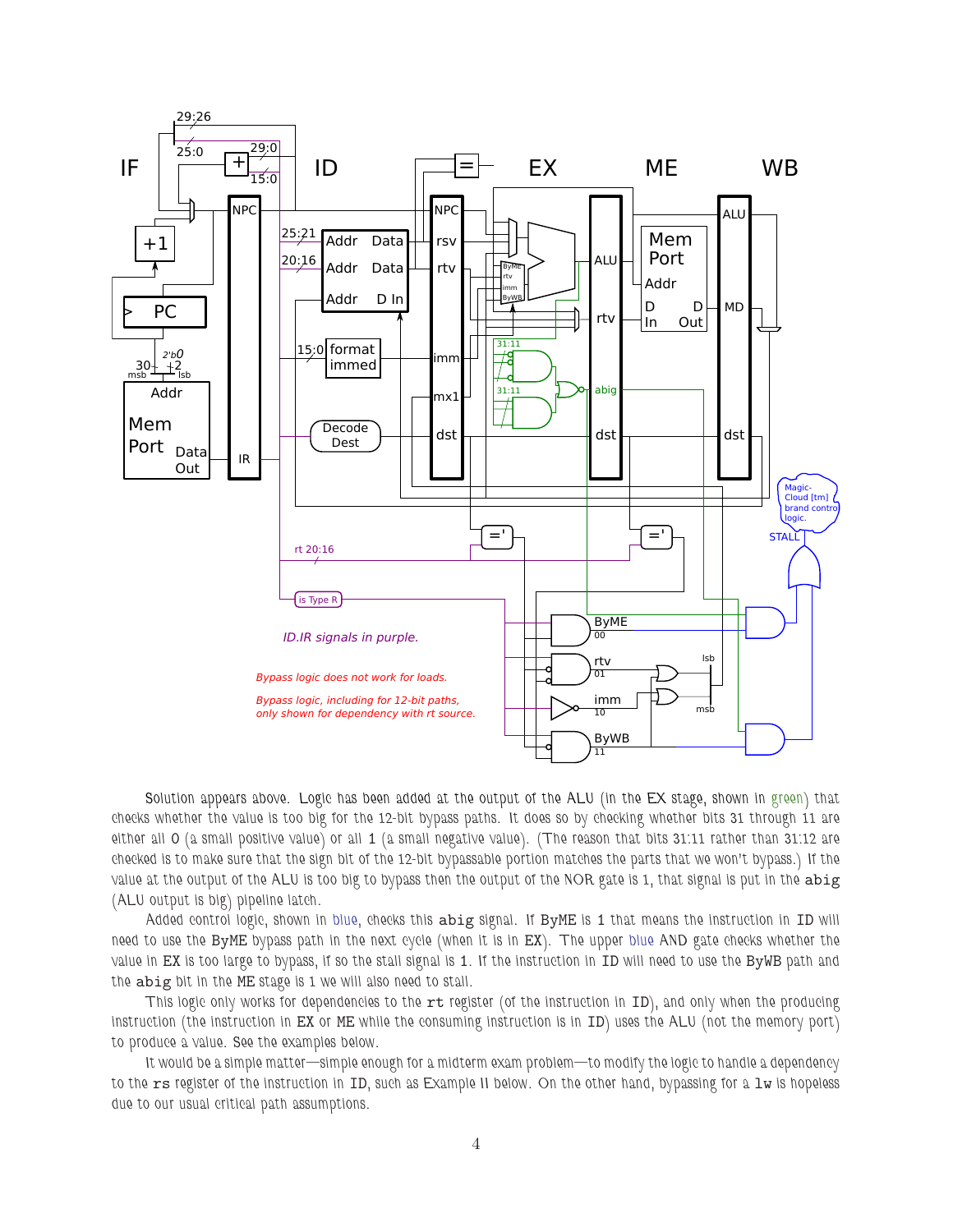Solution appears above. Logic has been added at the output of the ALU (in the EX stage, shown in green) that checks whether the value is too big for the 12-bit bypass paths. It does so by checking whether bits 31 through 11 are either all 0 (a small positive value) or all 1 (a small negative value). (The reason that bits 31:11 rather than 31:12 are checked is to make sure that the sign bit of the 12-bit bypassable portion matches the parts that we won't bypass.) If the value at the output of the ALU is too big to bypass then the output of the NOR gate is 1, that signal is put in the `abig` (ALU output is big) pipeline latch.

Added control logic, shown in blue, checks this `abig` signal. If ByME is 1 that means the instruction in ID will need to use the ByME bypass path in the next cycle (when it is in EX). The upper blue AND gate checks whether the value in EX is too large to bypass, if so the stall signal is 1. If the instruction in ID will need to use the ByWB path and the `abig` bit in the ME stage is 1 we will also need to stall.

This logic only works for dependencies to the `rt` register (of the instruction in ID), and only when the producing instruction (the instruction in EX or ME while the consuming instruction is in ID) uses the ALU (not the memory port) to produce a value. See the examples below.

It would be a simple matter—simple enough for a midterm exam problem—to modify the logic to handle a dependency to the `rs` register of the instruction in ID, such as Example II below. On the other hand, bypassing for a `lw` is hopeless due to our usual critical path assumptions.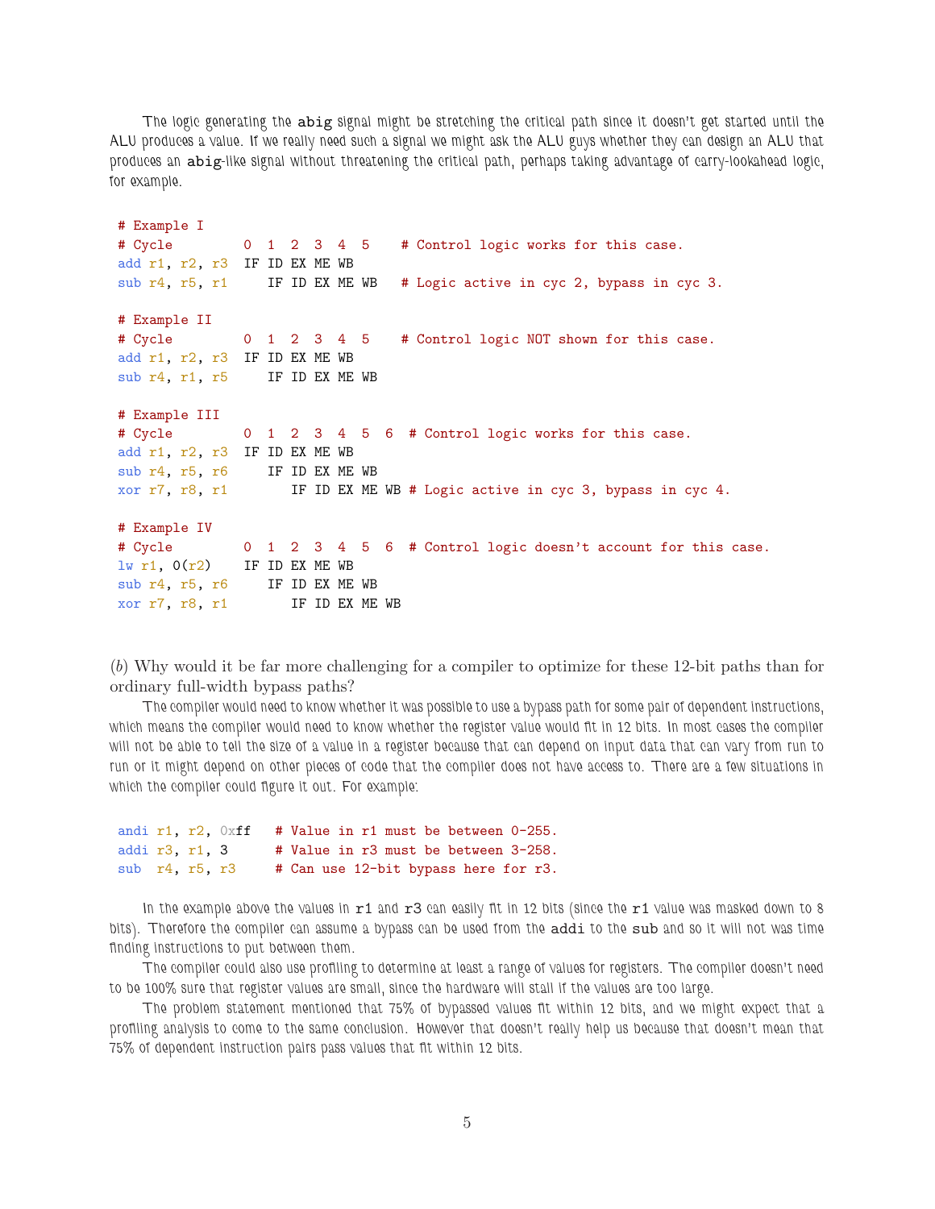The logic generating the abig signal might be stretching the critical path since it doesn't get started until the ALU produces a value. If we really need such a signal we might ask the ALU guys whether they can design an ALU that produces an abig-like signal without threatening the critical path, perhaps taking advantage of carry-lookahead logic, for example.

```
# Example I
# Cycle         0  1  2  3  4  5    # Control logic works for this case.
add r1, r2, r3  IF ID EX ME WB
sub r4, r5, r1     IF ID EX ME WB   # Logic active in cyc 2, bypass in cyc 3.

# Example II
# Cycle         0  1  2  3  4  5    # Control logic NOT shown for this case.
add r1, r2, r3  IF ID EX ME WB
sub r4, r1, r5     IF ID EX ME WB

# Example III
# Cycle         0  1  2  3  4  5  6  # Control logic works for this case.
add r1, r2, r3  IF ID EX ME WB
sub r4, r5, r6     IF ID EX ME WB
xor r7, r8, r1        IF ID EX ME WB # Logic active in cyc 3, bypass in cyc 4.

# Example IV
# Cycle         0  1  2  3  4  5  6  # Control logic doesn't account for this case.
lw r1, 0(r2)    IF ID EX ME WB
sub r4, r5, r6     IF ID EX ME WB
xor r7, r8, r1        IF ID EX ME WB
```

(*b*) Why would it be far more challenging for a compiler to optimize for these 12-bit paths than for ordinary full-width bypass paths?

The compiler would need to know whether it was possible to use a bypass path for some pair of dependent instructions, which means the compiler would need to know whether the register value would fit in 12 bits. In most cases the compiler will not be able to tell the size of a value in a register because that can depend on input data that can vary from run to run or it might depend on other pieces of code that the compiler does not have access to. There are a few situations in which the compiler could figure it out. For example:

```
andi r1, r2, 0xff   # Value in r1 must be between 0-255.
addi r3, r1, 3      # Value in r3 must be between 3-258.
sub  r4, r5, r3     # Can use 12-bit bypass here for r3.
```

In the example above the values in r1 and r3 can easily fit in 12 bits (since the r1 value was masked down to 8 bits). Therefore the compiler can assume a bypass can be used from the addi to the sub and so it will not was time finding instructions to put between them.

The compiler could also use profiling to determine at least a range of values for registers. The compiler doesn't need to be 100% sure that register values are small, since the hardware will stall if the values are too large.

The problem statement mentioned that 75% of bypassed values fit within 12 bits, and we might expect that a profiling analysis to come to the same conclusion. However that doesn't really help us because that doesn't mean that 75% of dependent instruction pairs pass values that fit within 12 bits.